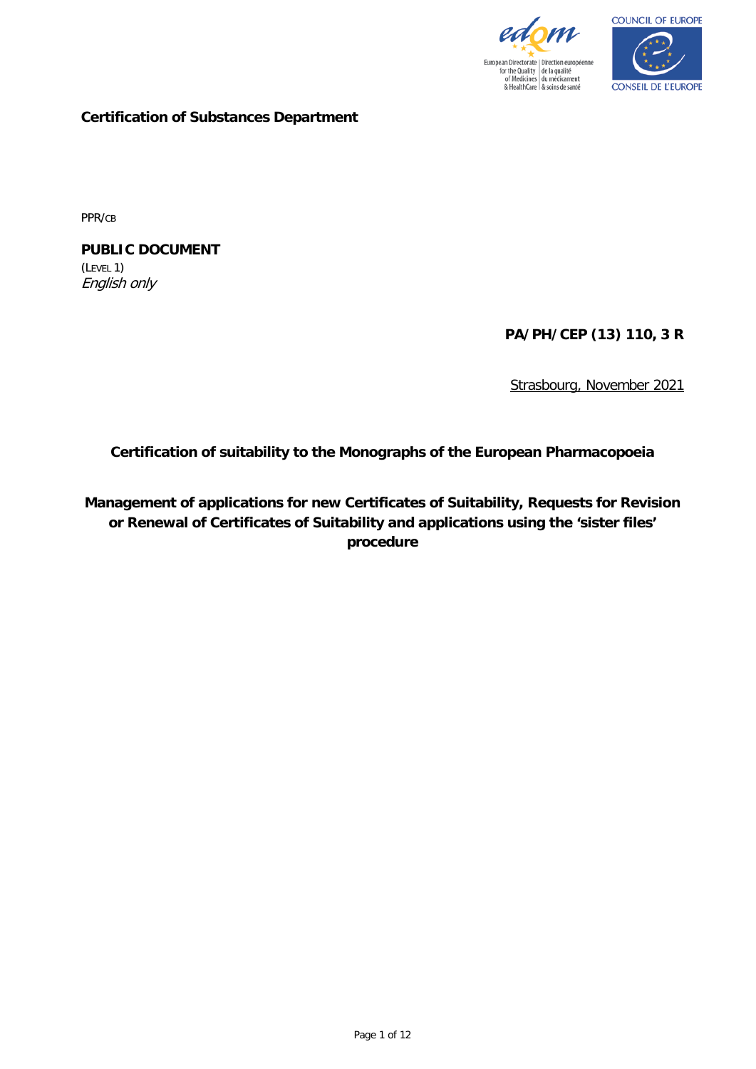**Certification of Substances Department**

PPR/CB

**PUBLIC DOCUMENT**
(LEVEL 1)
*English only*

**PA/PH/CEP (13) 110, 3 R**

Strasbourg, November 2021

**Certification of suitability to the Monographs of the European Pharmacopoeia**

**Management of applications for new Certificates of Suitability, Requests for Revision or Renewal of Certificates of Suitability and applications using the 'sister files' procedure**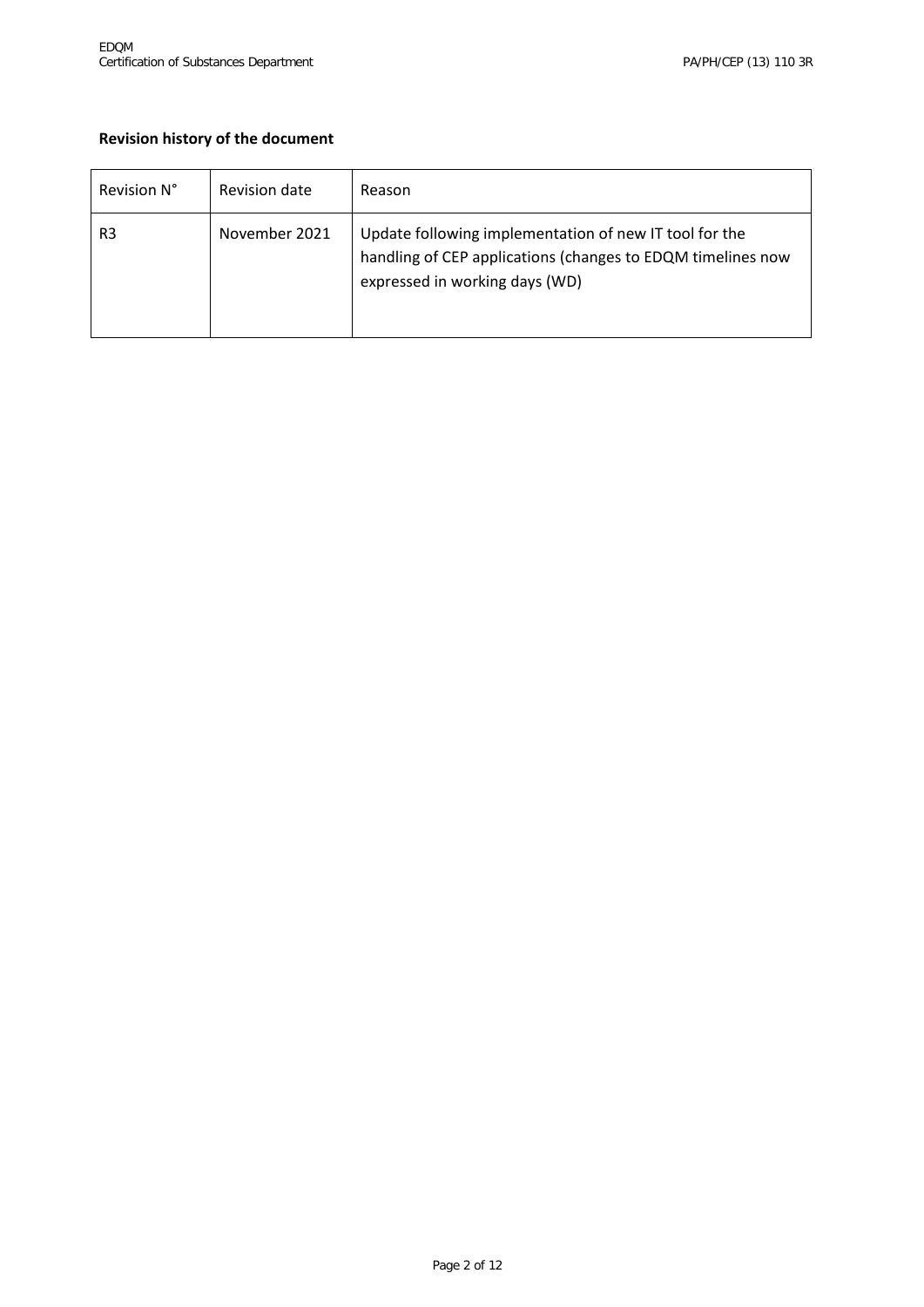**Revision history of the document**

| Revision N° | Revision date | Reason |
|---|---|---|
| R3 | November 2021 | Update following implementation of new IT tool for the handling of CEP applications (changes to EDQM timelines now expressed in working days (WD) |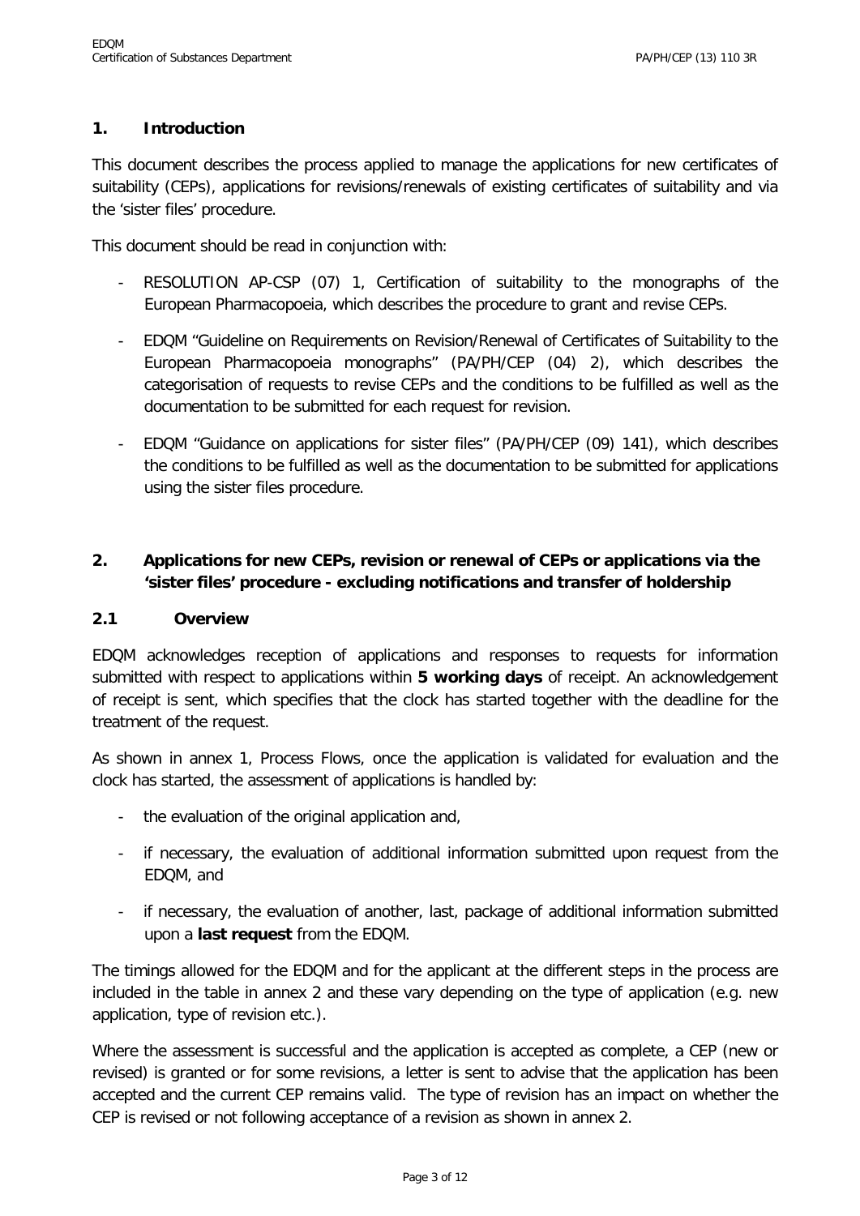## 1. Introduction

This document describes the process applied to manage the applications for new certificates of suitability (CEPs), applications for revisions/renewals of existing certificates of suitability and via the 'sister files' procedure.

This document should be read in conjunction with:

- RESOLUTION AP-CSP (07) 1, Certification of suitability to the monographs of the European Pharmacopoeia, which describes the procedure to grant and revise CEPs.
- EDQM "Guideline on Requirements on Revision/Renewal of Certificates of Suitability to the European Pharmacopoeia monographs" (PA/PH/CEP (04) 2), which describes the categorisation of requests to revise CEPs and the conditions to be fulfilled as well as the documentation to be submitted for each request for revision.
- EDQM "Guidance on applications for sister files" (PA/PH/CEP (09) 141), which describes the conditions to be fulfilled as well as the documentation to be submitted for applications using the sister files procedure.

## 2. Applications for new CEPs, revision or renewal of CEPs or applications via the 'sister files' procedure - excluding notifications and transfer of holdership

### 2.1 Overview

EDQM acknowledges reception of applications and responses to requests for information submitted with respect to applications within **5 working days** of receipt. An acknowledgement of receipt is sent, which specifies that the clock has started together with the deadline for the treatment of the request.

As shown in annex 1, Process Flows, once the application is validated for evaluation and the clock has started, the assessment of applications is handled by:

- the evaluation of the original application and,
- if necessary, the evaluation of additional information submitted upon request from the EDQM, and
- if necessary, the evaluation of another, last, package of additional information submitted upon a **last request** from the EDQM.

The timings allowed for the EDQM and for the applicant at the different steps in the process are included in the table in annex 2 and these vary depending on the type of application (e.g. new application, type of revision etc.).

Where the assessment is successful and the application is accepted as complete, a CEP (new or revised) is granted or for some revisions, a letter is sent to advise that the application has been accepted and the current CEP remains valid. The type of revision has an impact on whether the CEP is revised or not following acceptance of a revision as shown in annex 2.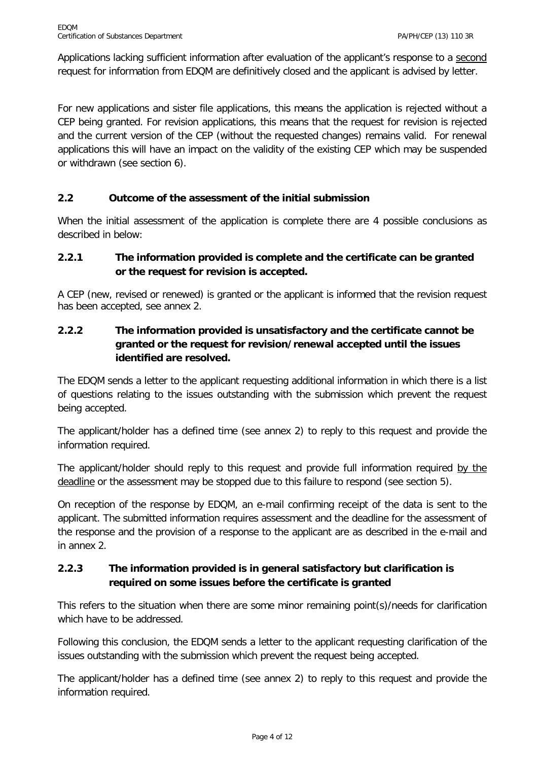Applications lacking sufficient information after evaluation of the applicant's response to a second request for information from EDQM are definitively closed and the applicant is advised by letter.

For new applications and sister file applications, this means the application is rejected without a CEP being granted. For revision applications, this means that the request for revision is rejected and the current version of the CEP (without the requested changes) remains valid. For renewal applications this will have an impact on the validity of the existing CEP which may be suspended or withdrawn (see section 6).

## 2.2 Outcome of the assessment of the initial submission

When the initial assessment of the application is complete there are 4 possible conclusions as described in below:

### 2.2.1 The information provided is complete and the certificate can be granted or the request for revision is accepted.

A CEP (new, revised or renewed) is granted or the applicant is informed that the revision request has been accepted, see annex 2.

### 2.2.2 The information provided is unsatisfactory and the certificate cannot be granted or the request for revision/renewal accepted until the issues identified are resolved.

The EDQM sends a letter to the applicant requesting additional information in which there is a list of questions relating to the issues outstanding with the submission which prevent the request being accepted.

The applicant/holder has a defined time (see annex 2) to reply to this request and provide the information required.

The applicant/holder should reply to this request and provide full information required by the deadline or the assessment may be stopped due to this failure to respond (see section 5).

On reception of the response by EDQM, an e-mail confirming receipt of the data is sent to the applicant. The submitted information requires assessment and the deadline for the assessment of the response and the provision of a response to the applicant are as described in the e-mail and in annex 2.

### 2.2.3 The information provided is in general satisfactory but clarification is required on some issues before the certificate is granted

This refers to the situation when there are some minor remaining point(s)/needs for clarification which have to be addressed.

Following this conclusion, the EDQM sends a letter to the applicant requesting clarification of the issues outstanding with the submission which prevent the request being accepted.

The applicant/holder has a defined time (see annex 2) to reply to this request and provide the information required.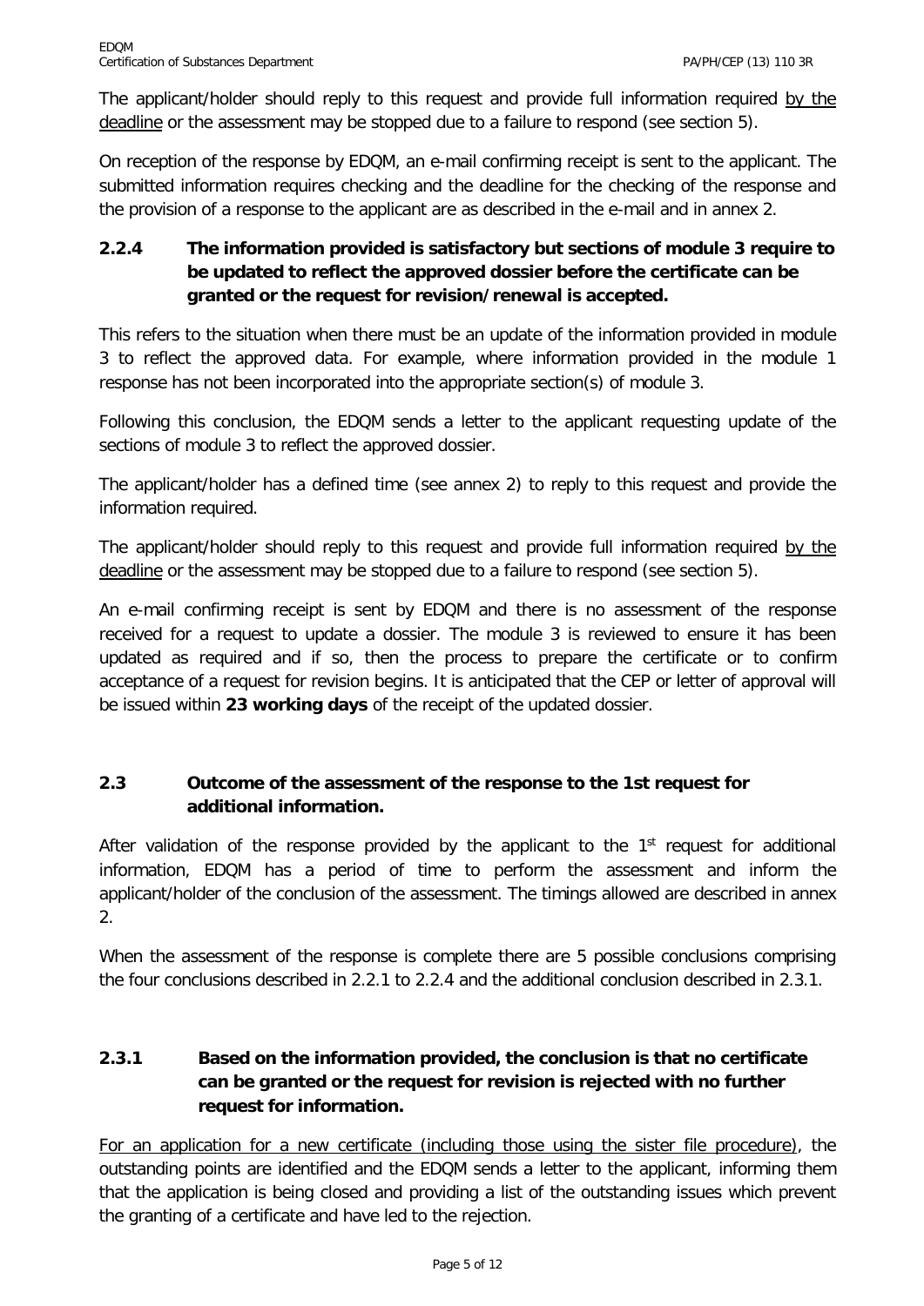The applicant/holder should reply to this request and provide full information required by the deadline or the assessment may be stopped due to a failure to respond (see section 5).

On reception of the response by EDQM, an e-mail confirming receipt is sent to the applicant. The submitted information requires checking and the deadline for the checking of the response and the provision of a response to the applicant are as described in the e-mail and in annex 2.

### 2.2.4 The information provided is satisfactory but sections of module 3 require to be updated to reflect the approved dossier before the certificate can be granted or the request for revision/renewal is accepted.

This refers to the situation when there must be an update of the information provided in module 3 to reflect the approved data. For example, where information provided in the module 1 response has not been incorporated into the appropriate section(s) of module 3.

Following this conclusion, the EDQM sends a letter to the applicant requesting update of the sections of module 3 to reflect the approved dossier.

The applicant/holder has a defined time (see annex 2) to reply to this request and provide the information required.

The applicant/holder should reply to this request and provide full information required by the deadline or the assessment may be stopped due to a failure to respond (see section 5).

An e-mail confirming receipt is sent by EDQM and there is no assessment of the response received for a request to update a dossier. The module 3 is reviewed to ensure it has been updated as required and if so, then the process to prepare the certificate or to confirm acceptance of a request for revision begins. It is anticipated that the CEP or letter of approval will be issued within **23 working days** of the receipt of the updated dossier.

## 2.3 Outcome of the assessment of the response to the 1st request for additional information.

After validation of the response provided by the applicant to the 1st request for additional information, EDQM has a period of time to perform the assessment and inform the applicant/holder of the conclusion of the assessment. The timings allowed are described in annex 2.

When the assessment of the response is complete there are 5 possible conclusions comprising the four conclusions described in 2.2.1 to 2.2.4 and the additional conclusion described in 2.3.1.

### 2.3.1 Based on the information provided, the conclusion is that no certificate can be granted or the request for revision is rejected with no further request for information.

For an application for a new certificate (including those using the sister file procedure), the outstanding points are identified and the EDQM sends a letter to the applicant, informing them that the application is being closed and providing a list of the outstanding issues which prevent the granting of a certificate and have led to the rejection.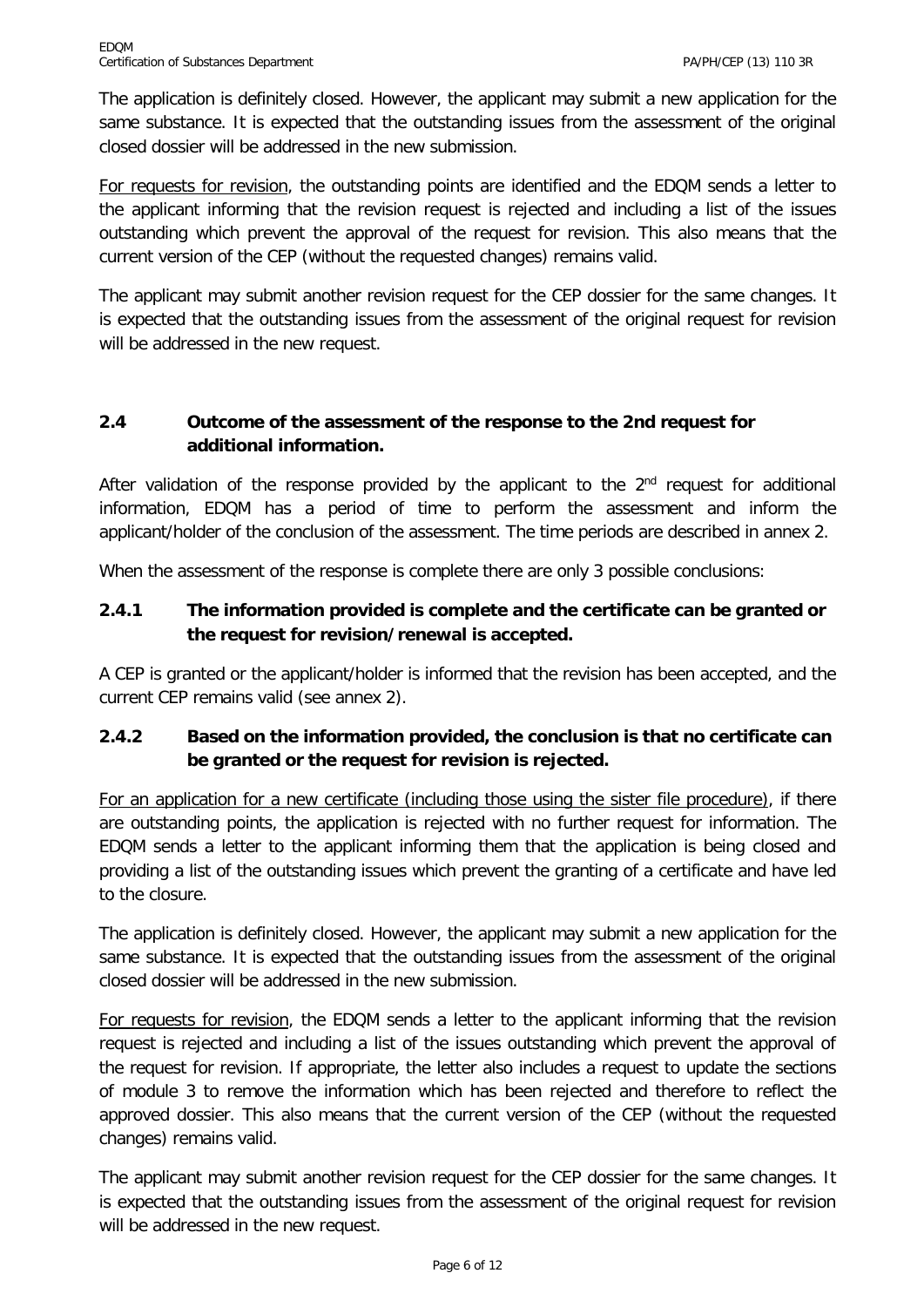The application is definitely closed. However, the applicant may submit a new application for the same substance. It is expected that the outstanding issues from the assessment of the original closed dossier will be addressed in the new submission.

For requests for revision, the outstanding points are identified and the EDQM sends a letter to the applicant informing that the revision request is rejected and including a list of the issues outstanding which prevent the approval of the request for revision. This also means that the current version of the CEP (without the requested changes) remains valid.

The applicant may submit another revision request for the CEP dossier for the same changes. It is expected that the outstanding issues from the assessment of the original request for revision will be addressed in the new request.

## 2.4 Outcome of the assessment of the response to the 2nd request for additional information.

After validation of the response provided by the applicant to the 2nd request for additional information, EDQM has a period of time to perform the assessment and inform the applicant/holder of the conclusion of the assessment. The time periods are described in annex 2.

When the assessment of the response is complete there are only 3 possible conclusions:

### 2.4.1 The information provided is complete and the certificate can be granted or the request for revision/renewal is accepted.

A CEP is granted or the applicant/holder is informed that the revision has been accepted, and the current CEP remains valid (see annex 2).

### 2.4.2 Based on the information provided, the conclusion is that no certificate can be granted or the request for revision is rejected.

For an application for a new certificate (including those using the sister file procedure), if there are outstanding points, the application is rejected with no further request for information. The EDQM sends a letter to the applicant informing them that the application is being closed and providing a list of the outstanding issues which prevent the granting of a certificate and have led to the closure.

The application is definitely closed. However, the applicant may submit a new application for the same substance. It is expected that the outstanding issues from the assessment of the original closed dossier will be addressed in the new submission.

For requests for revision, the EDQM sends a letter to the applicant informing that the revision request is rejected and including a list of the issues outstanding which prevent the approval of the request for revision. If appropriate, the letter also includes a request to update the sections of module 3 to remove the information which has been rejected and therefore to reflect the approved dossier. This also means that the current version of the CEP (without the requested changes) remains valid.

The applicant may submit another revision request for the CEP dossier for the same changes. It is expected that the outstanding issues from the assessment of the original request for revision will be addressed in the new request.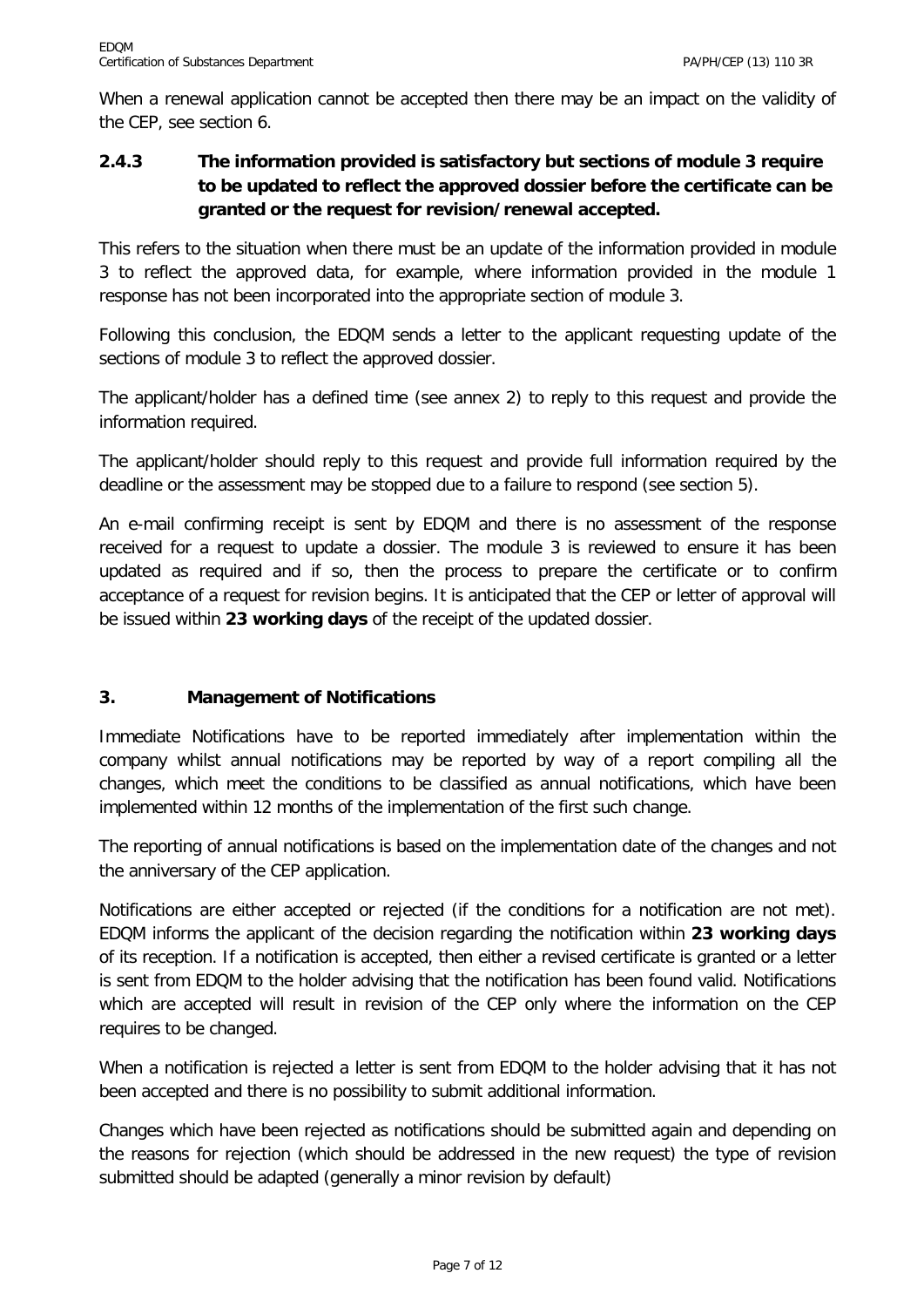When a renewal application cannot be accepted then there may be an impact on the validity of the CEP, see section 6.

### 2.4.3 The information provided is satisfactory but sections of module 3 require to be updated to reflect the approved dossier before the certificate can be granted or the request for revision/renewal accepted.

This refers to the situation when there must be an update of the information provided in module 3 to reflect the approved data, for example, where information provided in the module 1 response has not been incorporated into the appropriate section of module 3.

Following this conclusion, the EDQM sends a letter to the applicant requesting update of the sections of module 3 to reflect the approved dossier.

The applicant/holder has a defined time (see annex 2) to reply to this request and provide the information required.

The applicant/holder should reply to this request and provide full information required by the deadline or the assessment may be stopped due to a failure to respond (see section 5).

An e-mail confirming receipt is sent by EDQM and there is no assessment of the response received for a request to update a dossier. The module 3 is reviewed to ensure it has been updated as required and if so, then the process to prepare the certificate or to confirm acceptance of a request for revision begins. It is anticipated that the CEP or letter of approval will be issued within **23 working days** of the receipt of the updated dossier.

## 3. Management of Notifications

Immediate Notifications have to be reported immediately after implementation within the company whilst annual notifications may be reported by way of a report compiling all the changes, which meet the conditions to be classified as annual notifications, which have been implemented within 12 months of the implementation of the first such change.

The reporting of annual notifications is based on the implementation date of the changes and not the anniversary of the CEP application.

Notifications are either accepted or rejected (if the conditions for a notification are not met). EDQM informs the applicant of the decision regarding the notification within **23 working days** of its reception. If a notification is accepted, then either a revised certificate is granted or a letter is sent from EDQM to the holder advising that the notification has been found valid. Notifications which are accepted will result in revision of the CEP only where the information on the CEP requires to be changed.

When a notification is rejected a letter is sent from EDQM to the holder advising that it has not been accepted and there is no possibility to submit additional information.

Changes which have been rejected as notifications should be submitted again and depending on the reasons for rejection (which should be addressed in the new request) the type of revision submitted should be adapted (generally a minor revision by default)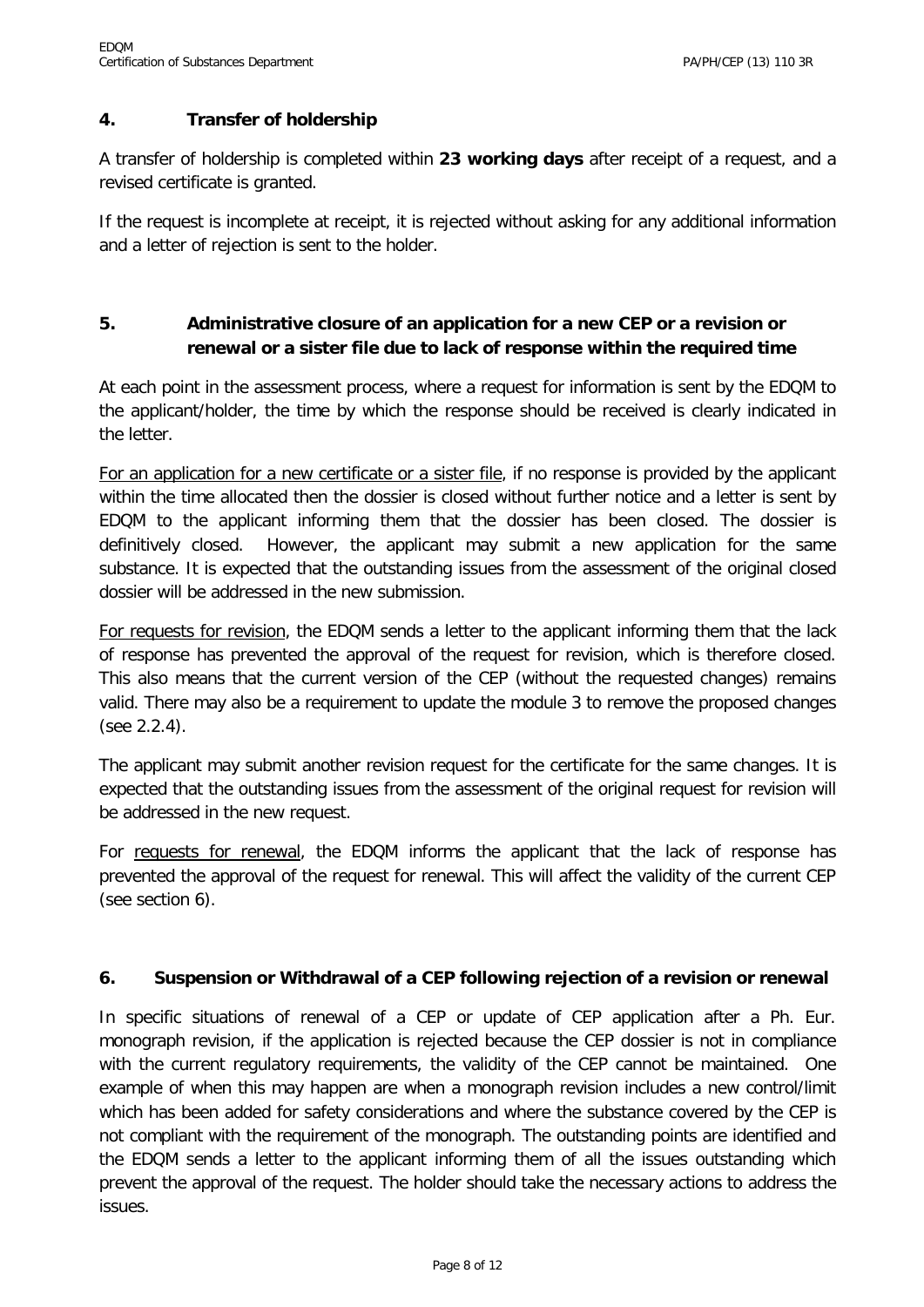## 4. Transfer of holdership

A transfer of holdership is completed within **23 working days** after receipt of a request, and a revised certificate is granted.

If the request is incomplete at receipt, it is rejected without asking for any additional information and a letter of rejection is sent to the holder.

## 5. Administrative closure of an application for a new CEP or a revision or renewal or a sister file due to lack of response within the required time

At each point in the assessment process, where a request for information is sent by the EDQM to the applicant/holder, the time by which the response should be received is clearly indicated in the letter.

For an application for a new certificate or a sister file, if no response is provided by the applicant within the time allocated then the dossier is closed without further notice and a letter is sent by EDQM to the applicant informing them that the dossier has been closed. The dossier is definitively closed. However, the applicant may submit a new application for the same substance. It is expected that the outstanding issues from the assessment of the original closed dossier will be addressed in the new submission.

For requests for revision, the EDQM sends a letter to the applicant informing them that the lack of response has prevented the approval of the request for revision, which is therefore closed. This also means that the current version of the CEP (without the requested changes) remains valid. There may also be a requirement to update the module 3 to remove the proposed changes (see 2.2.4).

The applicant may submit another revision request for the certificate for the same changes. It is expected that the outstanding issues from the assessment of the original request for revision will be addressed in the new request.

For requests for renewal, the EDQM informs the applicant that the lack of response has prevented the approval of the request for renewal. This will affect the validity of the current CEP (see section 6).

## 6. Suspension or Withdrawal of a CEP following rejection of a revision or renewal

In specific situations of renewal of a CEP or update of CEP application after a Ph. Eur. monograph revision, if the application is rejected because the CEP dossier is not in compliance with the current regulatory requirements, the validity of the CEP cannot be maintained. One example of when this may happen are when a monograph revision includes a new control/limit which has been added for safety considerations and where the substance covered by the CEP is not compliant with the requirement of the monograph. The outstanding points are identified and the EDQM sends a letter to the applicant informing them of all the issues outstanding which prevent the approval of the request. The holder should take the necessary actions to address the issues.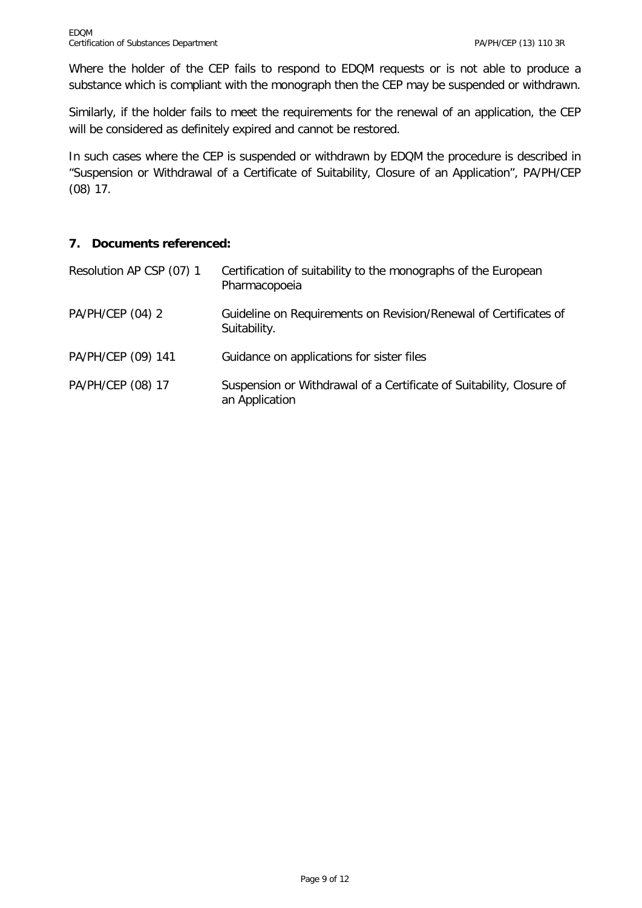Where the holder of the CEP fails to respond to EDQM requests or is not able to produce a substance which is compliant with the monograph then the CEP may be suspended or withdrawn.

Similarly, if the holder fails to meet the requirements for the renewal of an application, the CEP will be considered as definitely expired and cannot be restored.

In such cases where the CEP is suspended or withdrawn by EDQM the procedure is described in "Suspension or Withdrawal of a Certificate of Suitability, Closure of an Application", PA/PH/CEP (08) 17.

## 7. Documents referenced:

| | |
|---|---|
| Resolution AP CSP (07) 1 | Certification of suitability to the monographs of the European Pharmacopoeia |
| PA/PH/CEP (04) 2 | Guideline on Requirements on Revision/Renewal of Certificates of Suitability. |
| PA/PH/CEP (09) 141 | Guidance on applications for sister files |
| PA/PH/CEP (08) 17 | Suspension or Withdrawal of a Certificate of Suitability, Closure of an Application |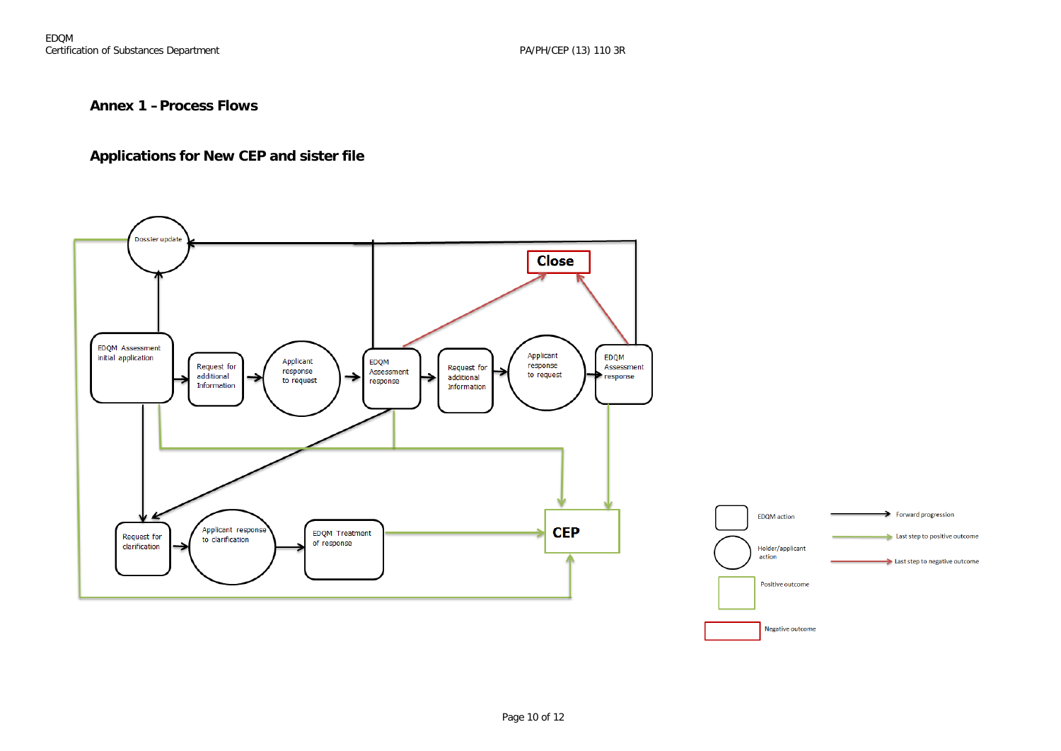## Annex 1 – Process Flows

### Applications for New CEP and sister file

Dossier update

Close

EDQM Assessment initial application

Request for additional Information

Applicant response to request

EDQM Assessment response

Request for additional Information

Applicant response to request

EDQM Assessment response

Request for clarification

Applicant response to clarification

EDQM Treatment of response

CEP

EDQM action

Holder/applicant action

Positive outcome

Negative outcome

Forward progression

Last step to positive outcome

Last step to negative outcome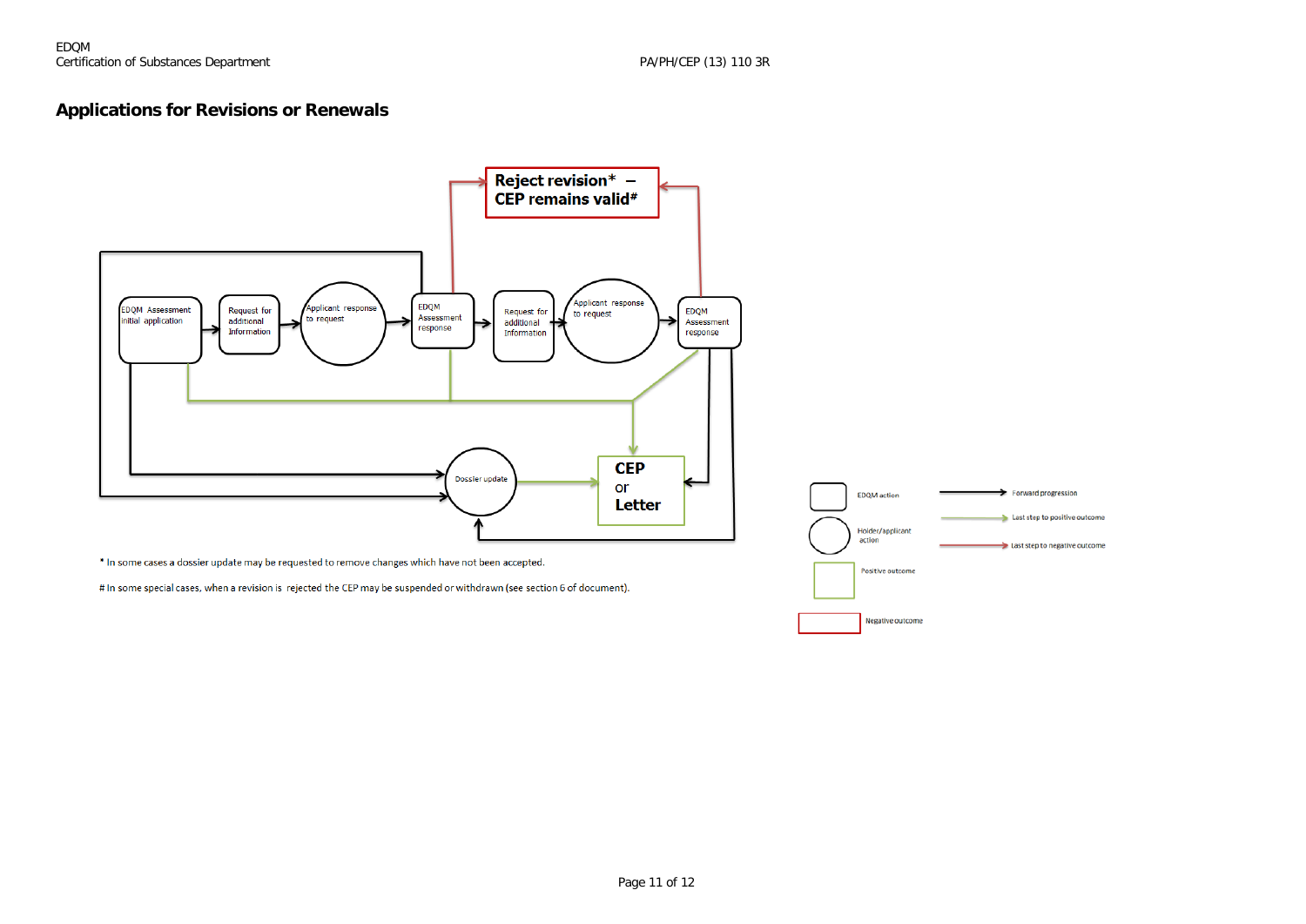## Applications for Revisions or Renewals

Reject revision* – CEP remains valid#

EDQM Assessment initial application → Request for additional Information → Applicant response to request → EDQM Assessment response → Request for additional Information → Applicant response to request → EDQM Assessment response

Dossier update

CEP or Letter

EDQM action

Holder/applicant action

Positive outcome

Negative outcome

Forward progression

Last step to positive outcome

Last step to negative outcome

\* In some cases a dossier update may be requested to remove changes which have not been accepted.

\# In some special cases, when a revision is rejected the CEP may be suspended or withdrawn (see section 6 of document).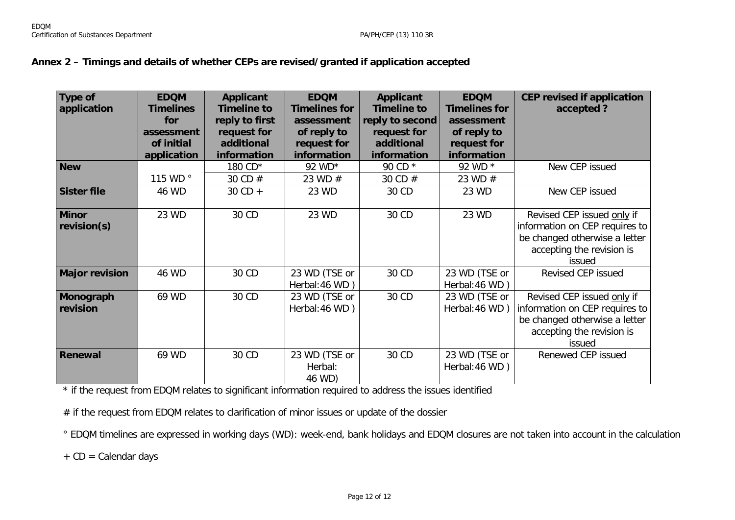**Annex 2 – Timings and details of whether CEPs are revised/granted if application accepted**

| Type of application | EDQM Timelines for assessment of initial application | Applicant Timeline to reply to first request for additional information | EDQM Timelines for assessment of reply to request for information | Applicant Timeline to reply to second request for additional information | EDQM Timelines for assessment of reply to request for information | CEP revised if application accepted ? |
|---|---|---|---|---|---|---|
| **New** | 115 WD ° | 180 CD* | 92 WD* | 90 CD * | 92 WD * | New CEP issued |
| | | 30 CD # | 23 WD # | 30 CD # | 23 WD # | |
| **Sister file** | 46 WD | 30 CD + | 23 WD | 30 CD | 23 WD | New CEP issued |
| **Minor revision(s)** | 23 WD | 30 CD | 23 WD | 30 CD | 23 WD | Revised CEP issued only if information on CEP requires to be changed otherwise a letter accepting the revision is issued |
| **Major revision** | 46 WD | 30 CD | 23 WD (TSE or Herbal:46 WD ) | 30 CD | 23 WD (TSE or Herbal:46 WD ) | Revised CEP issued |
| **Monograph revision** | 69 WD | 30 CD | 23 WD (TSE or Herbal:46 WD ) | 30 CD | 23 WD (TSE or Herbal:46 WD ) | Revised CEP issued only if information on CEP requires to be changed otherwise a letter accepting the revision is issued |
| **Renewal** | 69 WD | 30 CD | 23 WD (TSE or Herbal: 46 WD) | 30 CD | 23 WD (TSE or Herbal:46 WD ) | Renewed CEP issued |

* if the request from EDQM relates to significant information required to address the issues identified

# if the request from EDQM relates to clarification of minor issues or update of the dossier

° EDQM timelines are expressed in working days (WD): week-end, bank holidays and EDQM closures are not taken into account in the calculation

+ CD = Calendar days